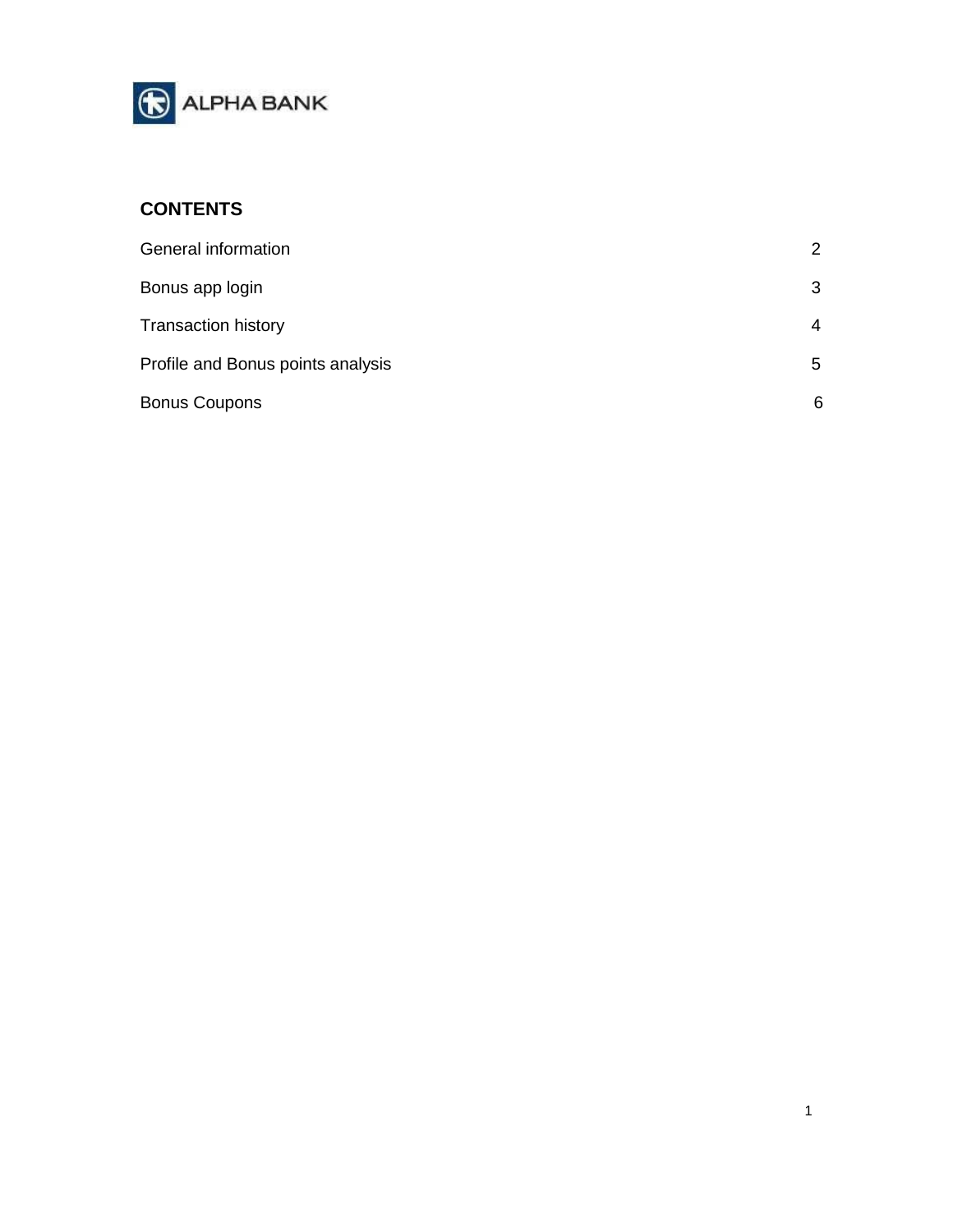ALPHA BANK

## CONTENTS

| | |
|---|---|
| General information | 2 |
| Bonus app login | 3 |
| Transaction history | 4 |
| Profile and Bonus points analysis | 5 |
| Bonus Coupons | 6 |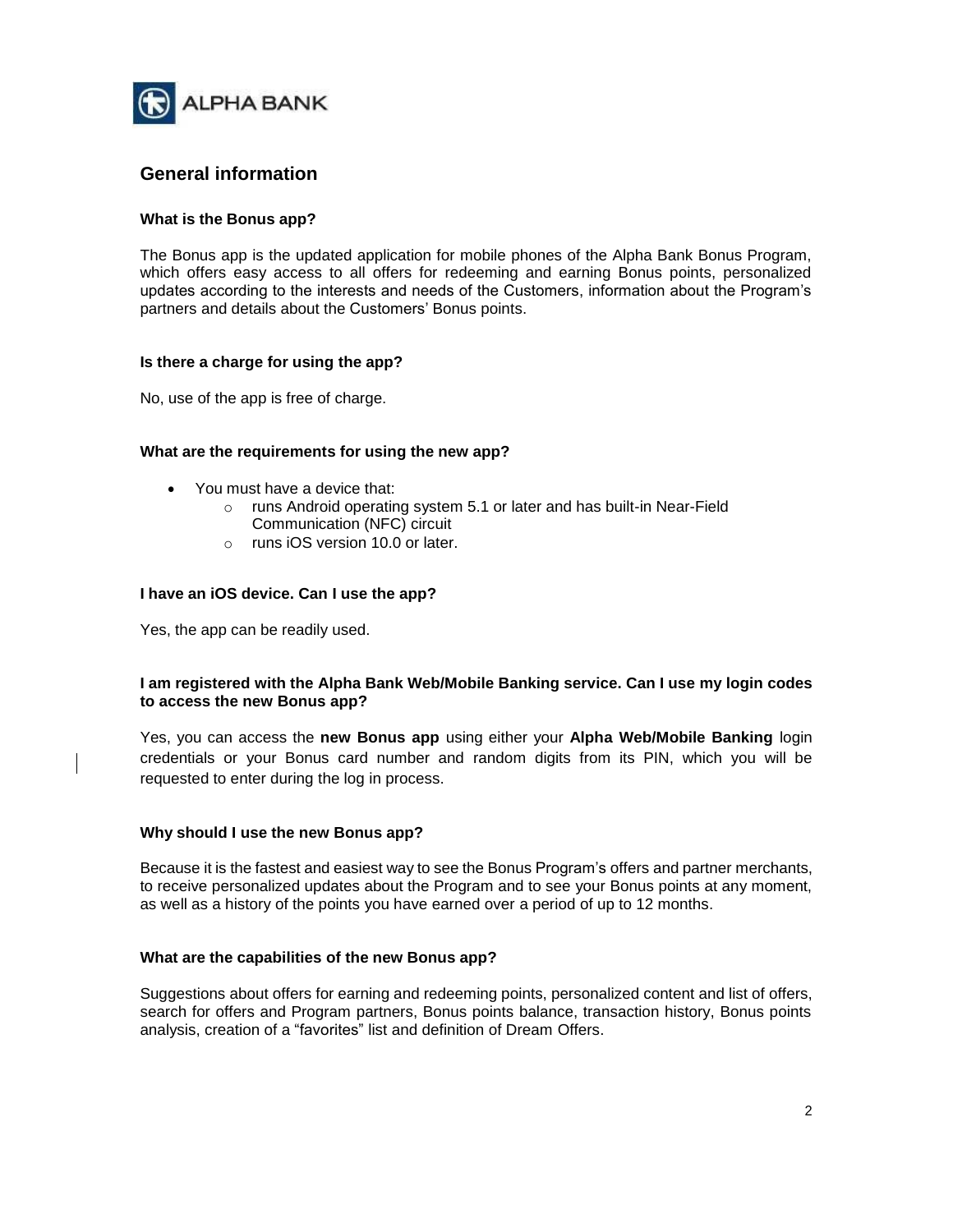## General information

### What is the Bonus app?

The Bonus app is the updated application for mobile phones of the Alpha Bank Bonus Program, which offers easy access to all offers for redeeming and earning Bonus points, personalized updates according to the interests and needs of the Customers, information about the Program's partners and details about the Customers' Bonus points.

### Is there a charge for using the app?

No, use of the app is free of charge.

### What are the requirements for using the new app?

- You must have a device that:
  - runs Android operating system 5.1 or later and has built-in Near-Field Communication (NFC) circuit
  - runs iOS version 10.0 or later.

### I have an iOS device. Can I use the app?

Yes, the app can be readily used.

### I am registered with the Alpha Bank Web/Mobile Banking service. Can I use my login codes to access the new Bonus app?

Yes, you can access the **new Bonus app** using either your **Alpha Web/Mobile Banking** login credentials or your Bonus card number and random digits from its PIN, which you will be requested to enter during the log in process.

### Why should I use the new Bonus app?

Because it is the fastest and easiest way to see the Bonus Program's offers and partner merchants, to receive personalized updates about the Program and to see your Bonus points at any moment, as well as a history of the points you have earned over a period of up to 12 months.

### What are the capabilities of the new Bonus app?

Suggestions about offers for earning and redeeming points, personalized content and list of offers, search for offers and Program partners, Bonus points balance, transaction history, Bonus points analysis, creation of a "favorites" list and definition of Dream Offers.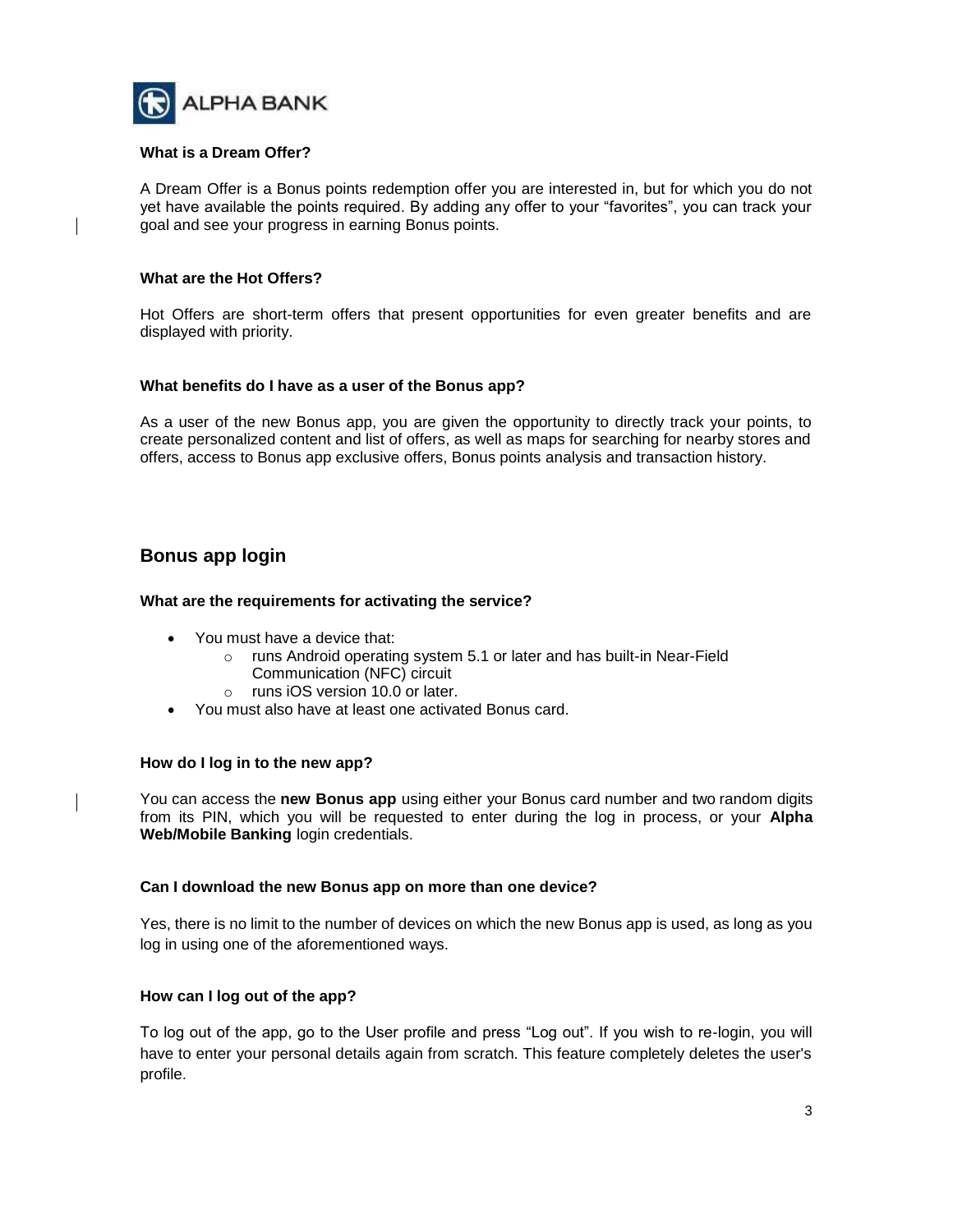#### What is a Dream Offer?

A Dream Offer is a Bonus points redemption offer you are interested in, but for which you do not yet have available the points required. By adding any offer to your "favorites", you can track your goal and see your progress in earning Bonus points.

#### What are the Hot Offers?

Hot Offers are short-term offers that present opportunities for even greater benefits and are displayed with priority.

#### What benefits do I have as a user of the Bonus app?

As a user of the new Bonus app, you are given the opportunity to directly track your points, to create personalized content and list of offers, as well as maps for searching for nearby stores and offers, access to Bonus app exclusive offers, Bonus points analysis and transaction history.

## Bonus app login

#### What are the requirements for activating the service?

- You must have a device that:
  - runs Android operating system 5.1 or later and has built-in Near-Field Communication (NFC) circuit
  - runs iOS version 10.0 or later.
- You must also have at least one activated Bonus card.

#### How do I log in to the new app?

You can access the **new Bonus app** using either your Bonus card number and two random digits from its PIN, which you will be requested to enter during the log in process, or your **Alpha Web/Mobile Banking** login credentials.

#### Can I download the new Bonus app on more than one device?

Yes, there is no limit to the number of devices on which the new Bonus app is used, as long as you log in using one of the aforementioned ways.

#### How can I log out of the app?

To log out of the app, go to the User profile and press "Log out". If you wish to re-login, you will have to enter your personal details again from scratch. This feature completely deletes the user's profile.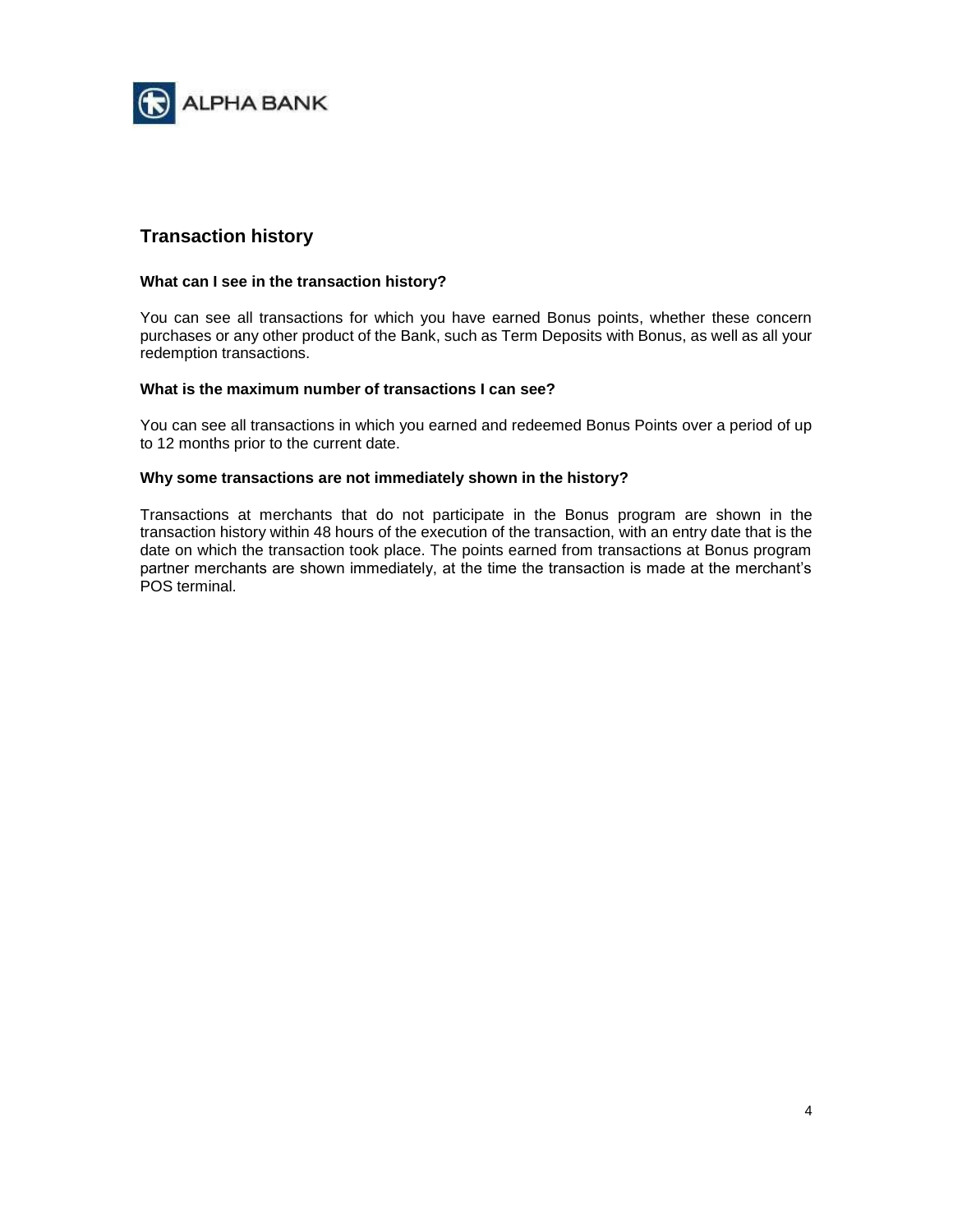## Transaction history

**What can I see in the transaction history?**

You can see all transactions for which you have earned Bonus points, whether these concern purchases or any other product of the Bank, such as Term Deposits with Bonus, as well as all your redemption transactions.

**What is the maximum number of transactions I can see?**

You can see all transactions in which you earned and redeemed Bonus Points over a period of up to 12 months prior to the current date.

**Why some transactions are not immediately shown in the history?**

Transactions at merchants that do not participate in the Bonus program are shown in the transaction history within 48 hours of the execution of the transaction, with an entry date that is the date on which the transaction took place. The points earned from transactions at Bonus program partner merchants are shown immediately, at the time the transaction is made at the merchant's POS terminal.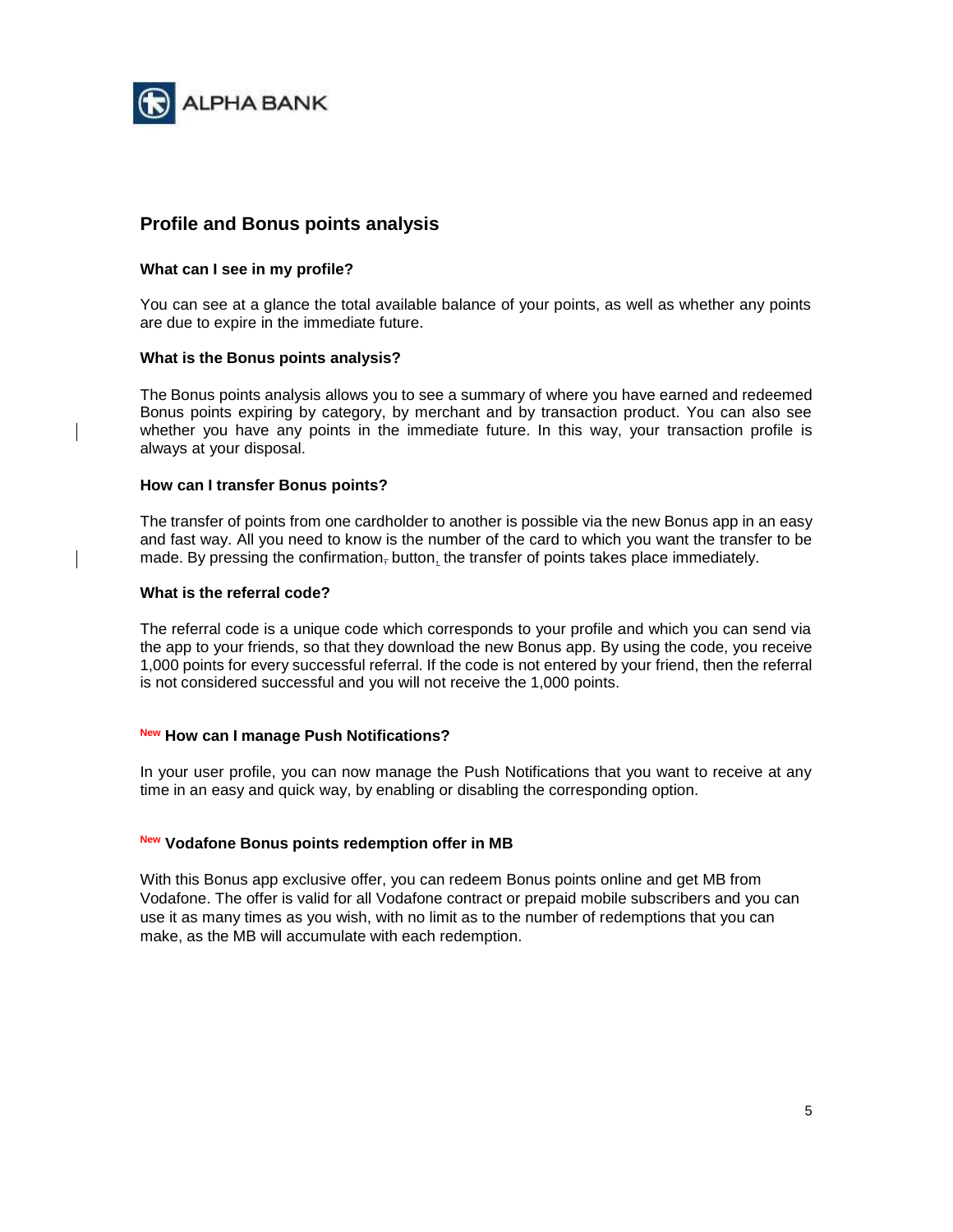## Profile and Bonus points analysis

### What can I see in my profile?

You can see at a glance the total available balance of your points, as well as whether any points are due to expire in the immediate future.

### What is the Bonus points analysis?

The Bonus points analysis allows you to see a summary of where you have earned and redeemed Bonus points expiring by category, by merchant and by transaction product. You can also see whether you have any points in the immediate future. In this way, your transaction profile is always at your disposal.

### How can I transfer Bonus points?

The transfer of points from one cardholder to another is possible via the new Bonus app in an easy and fast way. All you need to know is the number of the card to which you want the transfer to be made. By pressing the confirmation button, the transfer of points takes place immediately.

### What is the referral code?

The referral code is a unique code which corresponds to your profile and which you can send via the app to your friends, so that they download the new Bonus app. By using the code, you receive 1,000 points for every successful referral. If the code is not entered by your friend, then the referral is not considered successful and you will not receive the 1,000 points.

### New How can I manage Push Notifications?

In your user profile, you can now manage the Push Notifications that you want to receive at any time in an easy and quick way, by enabling or disabling the corresponding option.

### New Vodafone Bonus points redemption offer in MB

With this Bonus app exclusive offer, you can redeem Bonus points online and get MB from Vodafone. The offer is valid for all Vodafone contract or prepaid mobile subscribers and you can use it as many times as you wish, with no limit as to the number of redemptions that you can make, as the MB will accumulate with each redemption.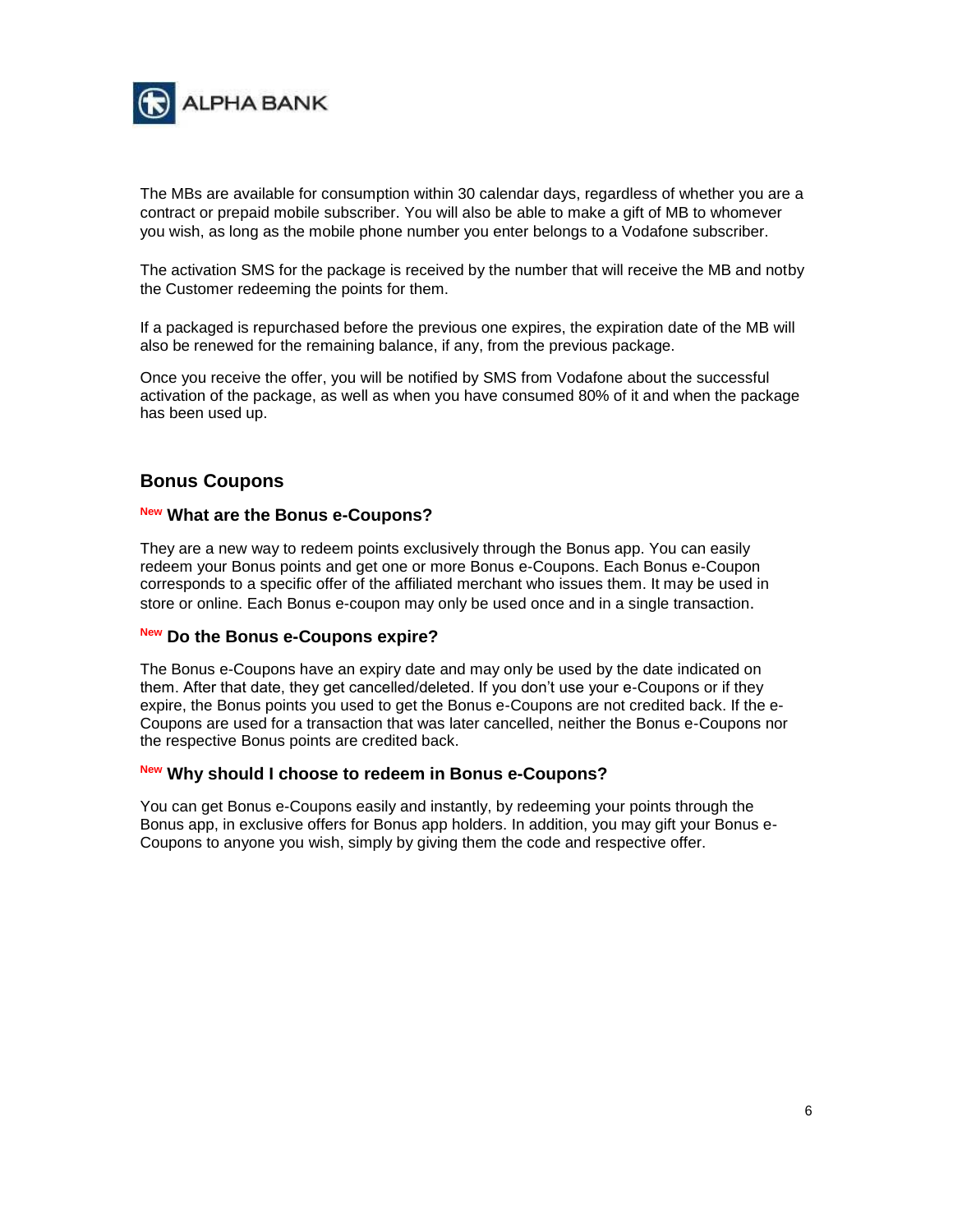The MBs are available for consumption within 30 calendar days, regardless of whether you are a contract or prepaid mobile subscriber. You will also be able to make a gift of MB to whomever you wish, as long as the mobile phone number you enter belongs to a Vodafone subscriber.

The activation SMS for the package is received by the number that will receive the MB and notby the Customer redeeming the points for them.

If a packaged is repurchased before the previous one expires, the expiration date of the MB will also be renewed for the remaining balance, if any, from the previous package.

Once you receive the offer, you will be notified by SMS from Vodafone about the successful activation of the package, as well as when you have consumed 80% of it and when the package has been used up.

## Bonus Coupons

### New What are the Bonus e-Coupons?

They are a new way to redeem points exclusively through the Bonus app. You can easily redeem your Bonus points and get one or more Bonus e-Coupons. Each Bonus e-Coupon corresponds to a specific offer of the affiliated merchant who issues them. It may be used in store or online. Each Bonus e-coupon may only be used once and in a single transaction.

### New Do the Bonus e-Coupons expire?

The Bonus e-Coupons have an expiry date and may only be used by the date indicated on them. After that date, they get cancelled/deleted. If you don't use your e-Coupons or if they expire, the Bonus points you used to get the Bonus e-Coupons are not credited back. If the e-Coupons are used for a transaction that was later cancelled, neither the Bonus e-Coupons nor the respective Bonus points are credited back.

### New Why should I choose to redeem in Bonus e-Coupons?

You can get Bonus e-Coupons easily and instantly, by redeeming your points through the Bonus app, in exclusive offers for Bonus app holders. In addition, you may gift your Bonus e-Coupons to anyone you wish, simply by giving them the code and respective offer.